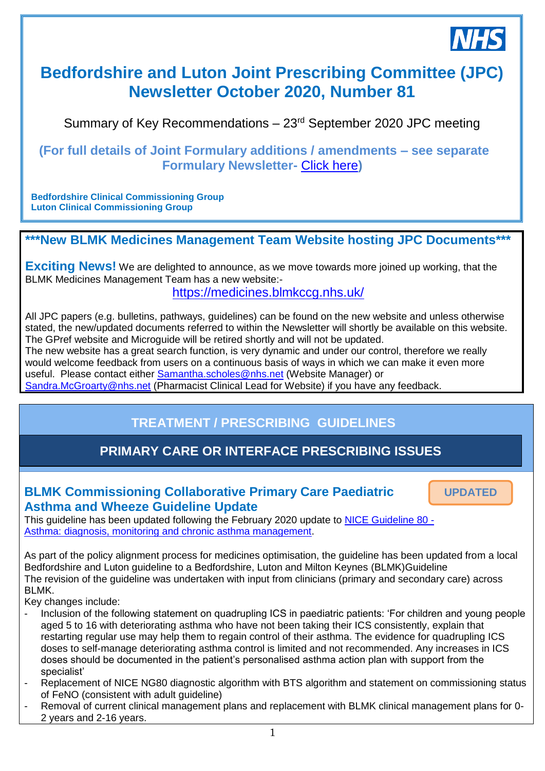# Bedfordshire and Luton Joint Prescribing Committee (JPC) Newsletter October 2020, Number 81

Summary of Key Recommendations – 23rd September 2020 JPC meeting

**(For full details of Joint Formulary additions / amendments – see separate Formulary Newsletter- Click here)**

**Bedfordshire Clinical Commissioning Group**
**Luton Clinical Commissioning Group**

## ***New BLMK Medicines Management Team Website hosting JPC Documents***

**Exciting News!** We are delighted to announce, as we move towards more joined up working, that the BLMK Medicines Management Team has a new website:-

https://medicines.blmkccg.nhs.uk/

All JPC papers (e.g. bulletins, pathways, guidelines) can be found on the new website and unless otherwise stated, the new/updated documents referred to within the Newsletter will shortly be available on this website. The GPref website and Microguide will be retired shortly and will not be updated.

The new website has a great search function, is very dynamic and under our control, therefore we really would welcome feedback from users on a continuous basis of ways in which we can make it even more useful. Please contact either Samantha.scholes@nhs.net (Website Manager) or Sandra.McGroarty@nhs.net (Pharmacist Clinical Lead for Website) if you have any feedback.

## TREATMENT / PRESCRIBING GUIDELINES

## PRIMARY CARE OR INTERFACE PRESCRIBING ISSUES

### BLMK Commissioning Collaborative Primary Care Paediatric Asthma and Wheeze Guideline Update

**UPDATED**

This guideline has been updated following the February 2020 update to NICE Guideline 80 - Asthma: diagnosis, monitoring and chronic asthma management.

As part of the policy alignment process for medicines optimisation, the guideline has been updated from a local Bedfordshire and Luton guideline to a Bedfordshire, Luton and Milton Keynes (BLMK)Guideline
The revision of the guideline was undertaken with input from clinicians (primary and secondary care) across BLMK.

Key changes include:

- Inclusion of the following statement on quadrupling ICS in paediatric patients: 'For children and young people aged 5 to 16 with deteriorating asthma who have not been taking their ICS consistently, explain that restarting regular use may help them to regain control of their asthma. The evidence for quadrupling ICS doses to self-manage deteriorating asthma control is limited and not recommended. Any increases in ICS doses should be documented in the patient's personalised asthma action plan with support from the specialist'
- Replacement of NICE NG80 diagnostic algorithm with BTS algorithm and statement on commissioning status of FeNO (consistent with adult guideline)
- Removal of current clinical management plans and replacement with BLMK clinical management plans for 0-2 years and 2-16 years.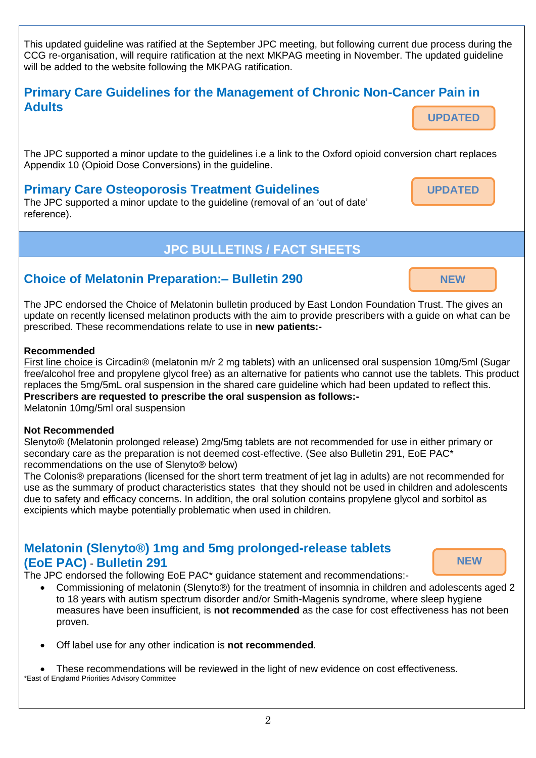This updated guideline was ratified at the September JPC meeting, but following current due process during the CCG re-organisation, will require ratification at the next MKPAG meeting in November. The updated guideline will be added to the website following the MKPAG ratification.

## Primary Care Guidelines for the Management of Chronic Non-Cancer Pain in Adults

**UPDATED**

The JPC supported a minor update to the guidelines i.e a link to the Oxford opioid conversion chart replaces Appendix 10 (Opioid Dose Conversions) in the guideline.

## Primary Care Osteoporosis Treatment Guidelines

**UPDATED**

The JPC supported a minor update to the guideline (removal of an 'out of date' reference).

# JPC BULLETINS / FACT SHEETS

## Choice of Melatonin Preparation:– Bulletin 290

**NEW**

The JPC endorsed the Choice of Melatonin bulletin produced by East London Foundation Trust. The gives an update on recently licensed melatinon products with the aim to provide prescribers with a guide on what can be prescribed. These recommendations relate to use in **new patients:-**

**Recommended**

First line choice is Circadin® (melatonin m/r 2 mg tablets) with an unlicensed oral suspension 10mg/5ml (Sugar free/alcohol free and propylene glycol free) as an alternative for patients who cannot use the tablets. This product replaces the 5mg/5mL oral suspension in the shared care guideline which had been updated to reflect this.

**Prescribers are requested to prescribe the oral suspension as follows:-**

Melatonin 10mg/5ml oral suspension

**Not Recommended**

Slenyto® (Melatonin prolonged release) 2mg/5mg tablets are not recommended for use in either primary or secondary care as the preparation is not deemed cost-effective. (See also Bulletin 291, EoE PAC* recommendations on the use of Slenyto® below)

The Colonis® preparations (licensed for the short term treatment of jet lag in adults) are not recommended for use as the summary of product characteristics states that they should not be used in children and adolescents due to safety and efficacy concerns. In addition, the oral solution contains propylene glycol and sorbitol as excipients which maybe potentially problematic when used in children.

## Melatonin (Slenyto®) 1mg and 5mg prolonged-release tablets (EoE PAC) - Bulletin 291

**NEW**

The JPC endorsed the following EoE PAC* guidance statement and recommendations:-

- Commissioning of melatonin (Slenyto®) for the treatment of insomnia in children and adolescents aged 2 to 18 years with autism spectrum disorder and/or Smith-Magenis syndrome, where sleep hygiene measures have been insufficient, is **not recommended** as the case for cost effectiveness has not been proven.
- Off label use for any other indication is **not recommended**.
- These recommendations will be reviewed in the light of new evidence on cost effectiveness.

*East of Englamd Priorities Advisory Committee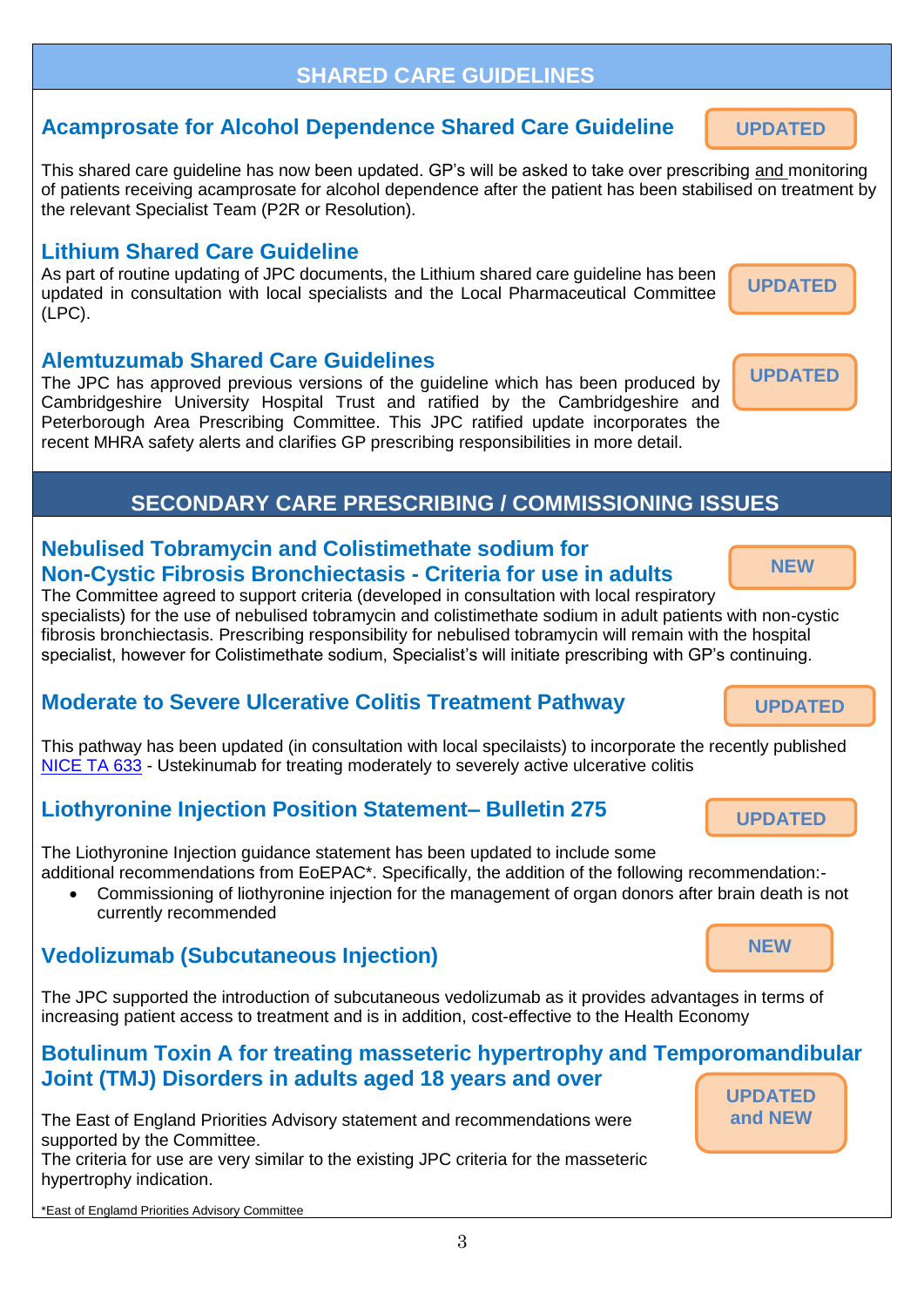## SHARED CARE GUIDELINES

### Acamprosate for Alcohol Dependence Shared Care Guideline

**UPDATED**

This shared care guideline has now been updated. GP's will be asked to take over prescribing and monitoring of patients receiving acamprosate for alcohol dependence after the patient has been stabilised on treatment by the relevant Specialist Team (P2R or Resolution).

### Lithium Shared Care Guideline

**UPDATED**

As part of routine updating of JPC documents, the Lithium shared care guideline has been updated in consultation with local specialists and the Local Pharmaceutical Committee (LPC).

### Alemtuzumab Shared Care Guidelines

**UPDATED**

The JPC has approved previous versions of the guideline which has been produced by Cambridgeshire University Hospital Trust and ratified by the Cambridgeshire and Peterborough Area Prescribing Committee. This JPC ratified update incorporates the recent MHRA safety alerts and clarifies GP prescribing responsibilities in more detail.

## SECONDARY CARE PRESCRIBING / COMMISSIONING ISSUES

### Nebulised Tobramycin and Colistimethate sodium for Non-Cystic Fibrosis Bronchiectasis - Criteria for use in adults

**NEW**

The Committee agreed to support criteria (developed in consultation with local respiratory specialists) for the use of nebulised tobramycin and colistimethate sodium in adult patients with non-cystic fibrosis bronchiectasis. Prescribing responsibility for nebulised tobramycin will remain with the hospital specialist, however for Colistimethate sodium, Specialist's will initiate prescribing with GP's continuing.

### Moderate to Severe Ulcerative Colitis Treatment Pathway

**UPDATED**

This pathway has been updated (in consultation with local specilaists) to incorporate the recently published NICE TA 633 - Ustekinumab for treating moderately to severely active ulcerative colitis

### Liothyronine Injection Position Statement– Bulletin 275

**UPDATED**

The Liothyronine Injection guidance statement has been updated to include some additional recommendations from EoEPAC*. Specifically, the addition of the following recommendation:-

- Commissioning of liothyronine injection for the management of organ donors after brain death is not currently recommended

### Vedolizumab (Subcutaneous Injection)

**NEW**

The JPC supported the introduction of subcutaneous vedolizumab as it provides advantages in terms of increasing patient access to treatment and is in addition, cost-effective to the Health Economy

### Botulinum Toxin A for treating masseteric hypertrophy and Temporomandibular Joint (TMJ) Disorders in adults aged 18 years and over

**UPDATED and NEW**

The East of England Priorities Advisory statement and recommendations were supported by the Committee.

The criteria for use are very similar to the existing JPC criteria for the masseteric hypertrophy indication.

*East of Englamd Priorities Advisory Committee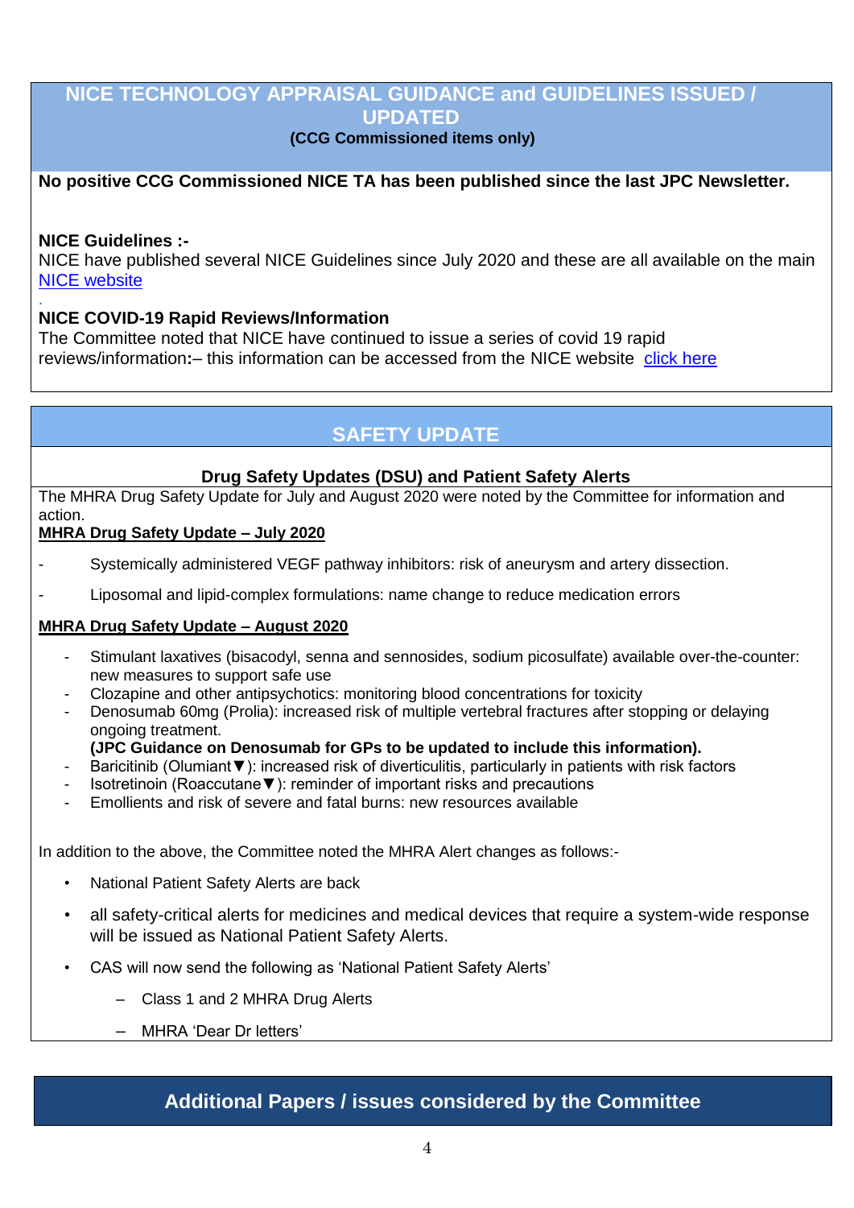## NICE TECHNOLOGY APPRAISAL GUIDANCE and GUIDELINES ISSUED / UPDATED

**(CCG Commissioned items only)**

**No positive CCG Commissioned NICE TA has been published since the last JPC Newsletter.**

**NICE Guidelines :-**

NICE have published several NICE Guidelines since July 2020 and these are all available on the main NICE website

**NICE COVID-19 Rapid Reviews/Information**

The Committee noted that NICE have continued to issue a series of covid 19 rapid reviews/information**:**– this information can be accessed from the NICE website click here

## SAFETY UPDATE

### Drug Safety Updates (DSU) and Patient Safety Alerts

The MHRA Drug Safety Update for July and August 2020 were noted by the Committee for information and action.

**MHRA Drug Safety Update – July 2020**

- Systemically administered VEGF pathway inhibitors: risk of aneurysm and artery dissection.
- Liposomal and lipid-complex formulations: name change to reduce medication errors

**MHRA Drug Safety Update – August 2020**

- Stimulant laxatives (bisacodyl, senna and sennosides, sodium picosulfate) available over-the-counter: new measures to support safe use
- Clozapine and other antipsychotics: monitoring blood concentrations for toxicity
- Denosumab 60mg (Prolia): increased risk of multiple vertebral fractures after stopping or delaying ongoing treatment.
  **(JPC Guidance on Denosumab for GPs to be updated to include this information).**
- Baricitinib (Olumiant▼): increased risk of diverticulitis, particularly in patients with risk factors
- Isotretinoin (Roaccutane▼): reminder of important risks and precautions
- Emollients and risk of severe and fatal burns: new resources available

In addition to the above, the Committee noted the MHRA Alert changes as follows:-

- National Patient Safety Alerts are back
- all safety-critical alerts for medicines and medical devices that require a system-wide response will be issued as National Patient Safety Alerts.
- CAS will now send the following as 'National Patient Safety Alerts'
  - Class 1 and 2 MHRA Drug Alerts
  - MHRA 'Dear Dr letters'

## Additional Papers / issues considered by the Committee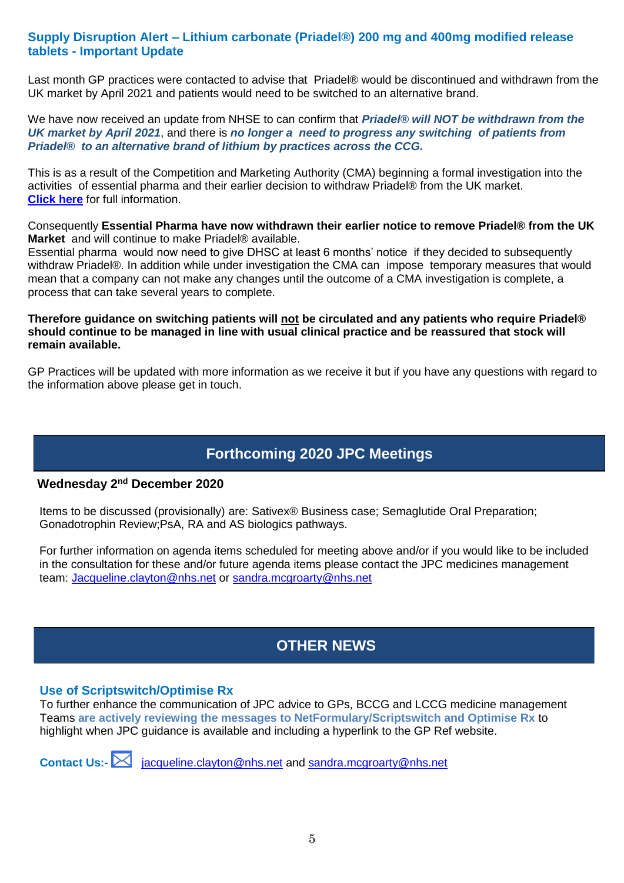### Supply Disruption Alert – Lithium carbonate (Priadel®) 200 mg and 400mg modified release tablets - Important Update

Last month GP practices were contacted to advise that Priadel® would be discontinued and withdrawn from the UK market by April 2021 and patients would need to be switched to an alternative brand.

We have now received an update from NHSE to can confirm that ***Priadel® will NOT be withdrawn from the UK market by April 2021***, and there is ***no longer a need to progress any switching of patients from Priadel® to an alternative brand of lithium by practices across the CCG.***

This is as a result of the Competition and Marketing Authority (CMA) beginning a formal investigation into the activities of essential pharma and their earlier decision to withdraw Priadel® from the UK market. **Click here** for full information.

Consequently **Essential Pharma have now withdrawn their earlier notice to remove Priadel® from the UK Market** and will continue to make Priadel® available.
Essential pharma would now need to give DHSC at least 6 months' notice if they decided to subsequently withdraw Priadel®. In addition while under investigation the CMA can impose temporary measures that would mean that a company can not make any changes until the outcome of a CMA investigation is complete, a process that can take several years to complete.

**Therefore guidance on switching patients will not be circulated and any patients who require Priadel® should continue to be managed in line with usual clinical practice and be reassured that stock will remain available.**

GP Practices will be updated with more information as we receive it but if you have any questions with regard to the information above please get in touch.

## Forthcoming 2020 JPC Meetings

**Wednesday 2nd December 2020**

Items to be discussed (provisionally) are: Sativex® Business case; Semaglutide Oral Preparation; Gonadotrophin Review;PsA, RA and AS biologics pathways.

For further information on agenda items scheduled for meeting above and/or if you would like to be included in the consultation for these and/or future agenda items please contact the JPC medicines management team: Jacqueline.clayton@nhs.net or sandra.mcgroarty@nhs.net

## OTHER NEWS

### Use of Scriptswitch/Optimise Rx

To further enhance the communication of JPC advice to GPs, BCCG and LCCG medicine management Teams **are actively reviewing the messages to NetFormulary/Scriptswitch and Optimise Rx** to highlight when JPC guidance is available and including a hyperlink to the GP Ref website.

**Contact Us:-** jacqueline.clayton@nhs.net and sandra.mcgroarty@nhs.net